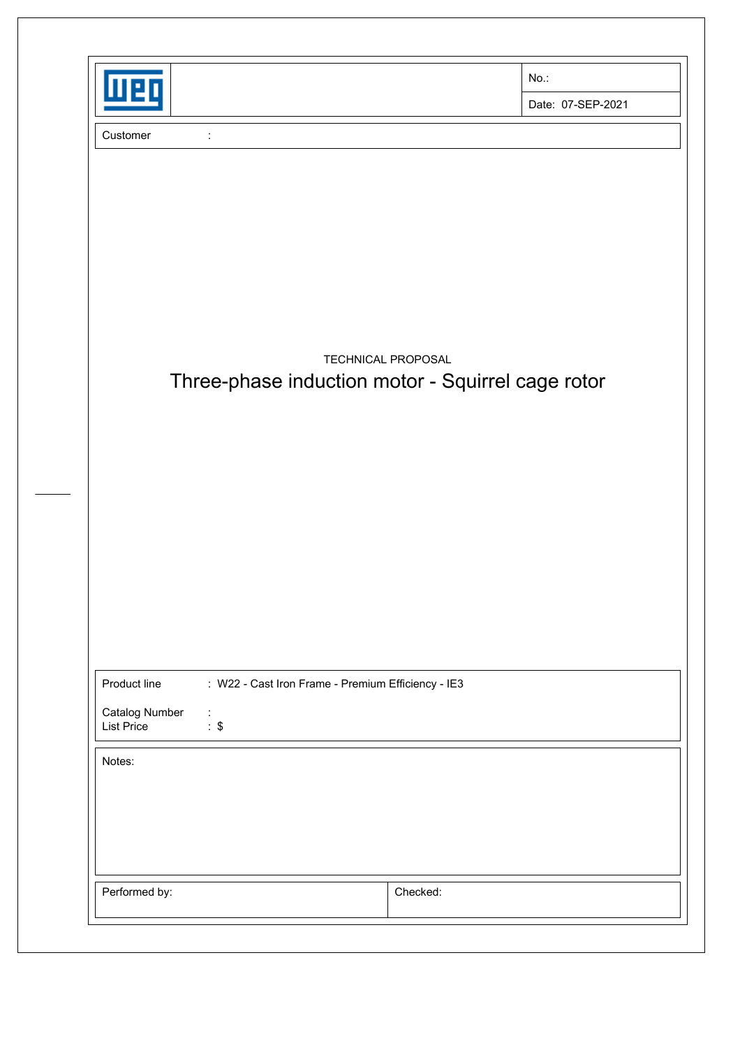| | | |
|---|---|---|
| WEG | | No.: |
| | | Date: 07-SEP-2021 |

Customer :

TECHNICAL PROPOSAL

# Three-phase induction motor - Squirrel cage rotor

Product line : W22 - Cast Iron Frame - Premium Efficiency - IE3

Catalog Number :
List Price : $

Notes:

| Performed by: | Checked: |
|---|---|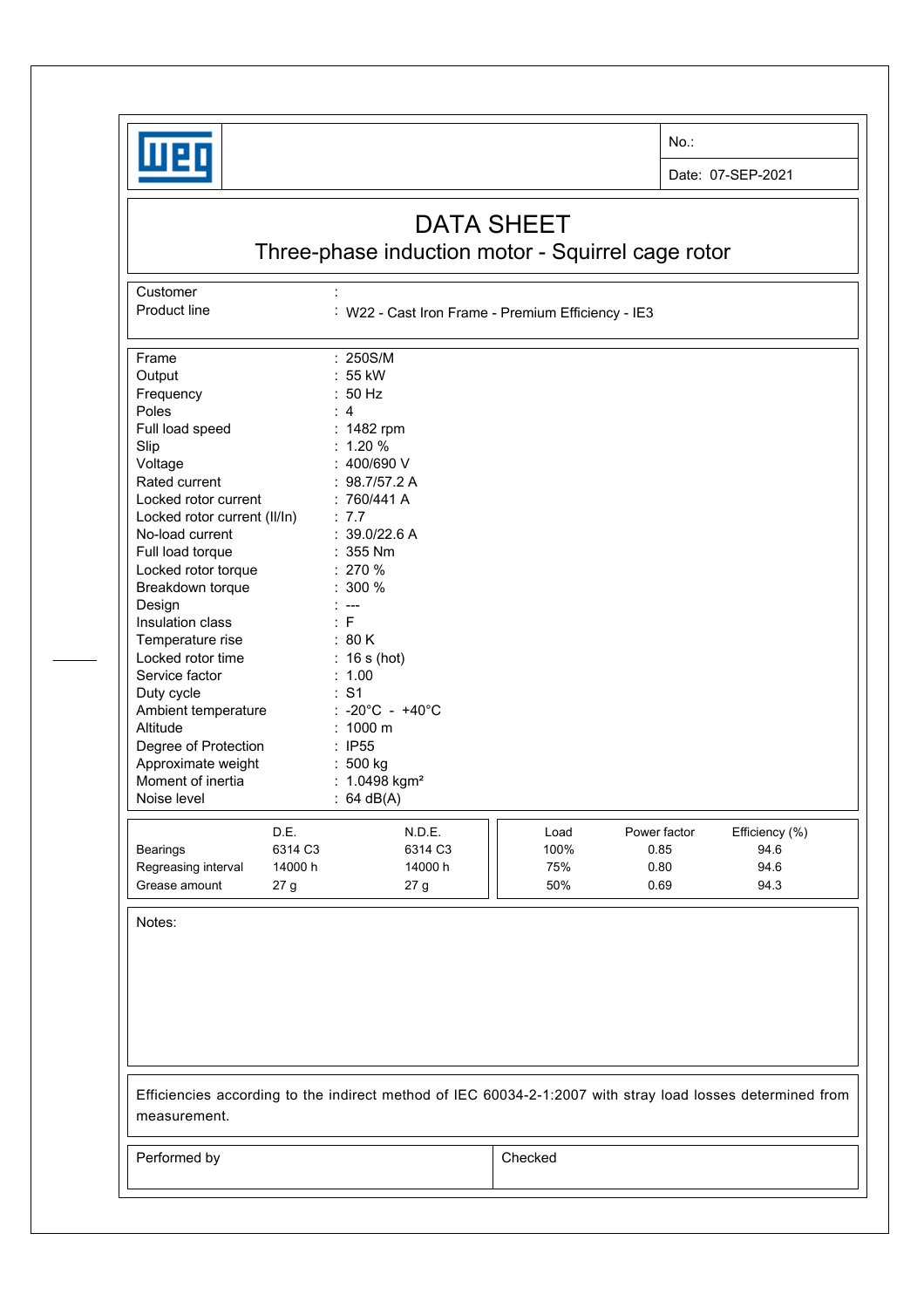| | | No.: |
|---|---|---|
| | | Date: 07-SEP-2021 |

# DATA SHEET

## Three-phase induction motor - Squirrel cage rotor

| | |
|---|---|
| Customer | : |
| Product line | : W22 - Cast Iron Frame - Premium Efficiency - IE3 |

| | |
|---|---|
| Frame | : 250S/M |
| Output | : 55 kW |
| Frequency | : 50 Hz |
| Poles | : 4 |
| Full load speed | : 1482 rpm |
| Slip | : 1.20 % |
| Voltage | : 400/690 V |
| Rated current | : 98.7/57.2 A |
| Locked rotor current | : 760/441 A |
| Locked rotor current (Il/In) | : 7.7 |
| No-load current | : 39.0/22.6 A |
| Full load torque | : 355 Nm |
| Locked rotor torque | : 270 % |
| Breakdown torque | : 300 % |
| Design | : --- |
| Insulation class | : F |
| Temperature rise | : 80 K |
| Locked rotor time | : 16 s (hot) |
| Service factor | : 1.00 |
| Duty cycle | : S1 |
| Ambient temperature | : -20°C - +40°C |
| Altitude | : 1000 m |
| Degree of Protection | : IP55 |
| Approximate weight | : 500 kg |
| Moment of inertia | : 1.0498 kgm² |
| Noise level | : 64 dB(A) |

| | D.E. | N.D.E. |
|---|---|---|
| Bearings | 6314 C3 | 6314 C3 |
| Regreasing interval | 14000 h | 14000 h |
| Grease amount | 27 g | 27 g |

| Load | Power factor | Efficiency (%) |
|---|---|---|
| 100% | 0.85 | 94.6 |
| 75% | 0.80 | 94.6 |
| 50% | 0.69 | 94.3 |

Notes:

Efficiencies according to the indirect method of IEC 60034-2-1:2007 with stray load losses determined from measurement.

| Performed by | Checked |
|---|---|
| | |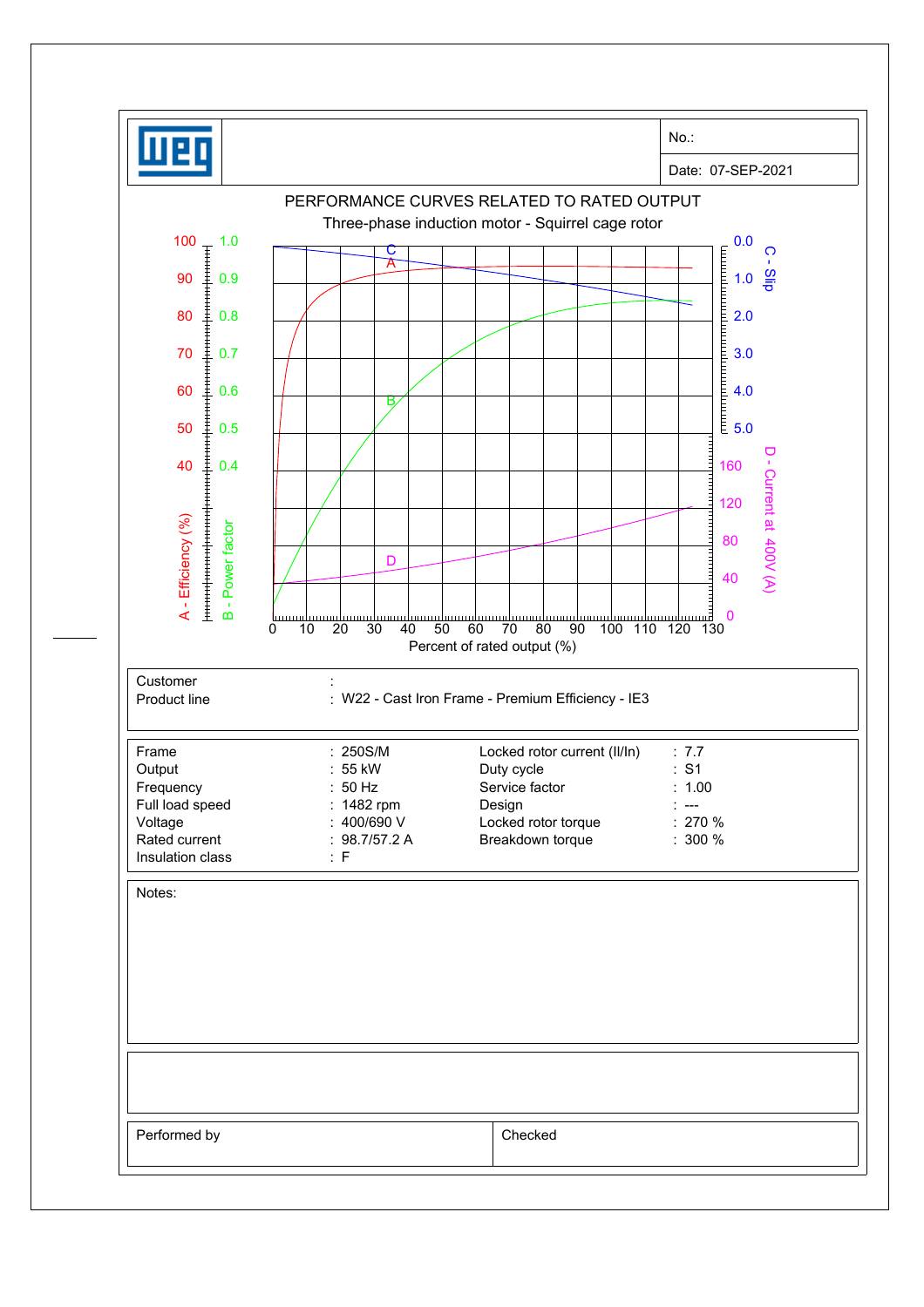No.:

Date: 07-SEP-2021

## PERFORMANCE CURVES RELATED TO RATED OUTPUT

Three-phase induction motor - Squirrel cage rotor

A - Efficiency (%)
B - Power factor
C - Slip
D - Current at 400V (A)

Percent of rated output (%)

| | | | |
|---|---|---|---|
| Customer | : | | |
| Product line | : W22 - Cast Iron Frame - Premium Efficiency - IE3 | | |

| | | | |
|---|---|---|---|
| Frame | : 250S/M | Locked rotor current (Il/In) | : 7.7 |
| Output | : 55 kW | Duty cycle | : S1 |
| Frequency | : 50 Hz | Service factor | : 1.00 |
| Full load speed | : 1482 rpm | Design | : --- |
| Voltage | : 400/690 V | Locked rotor torque | : 270 % |
| Rated current | : 98.7/57.2 A | Breakdown torque | : 300 % |
| Insulation class | : F | | |

Notes:

| | |
|---|---|
| Performed by | Checked |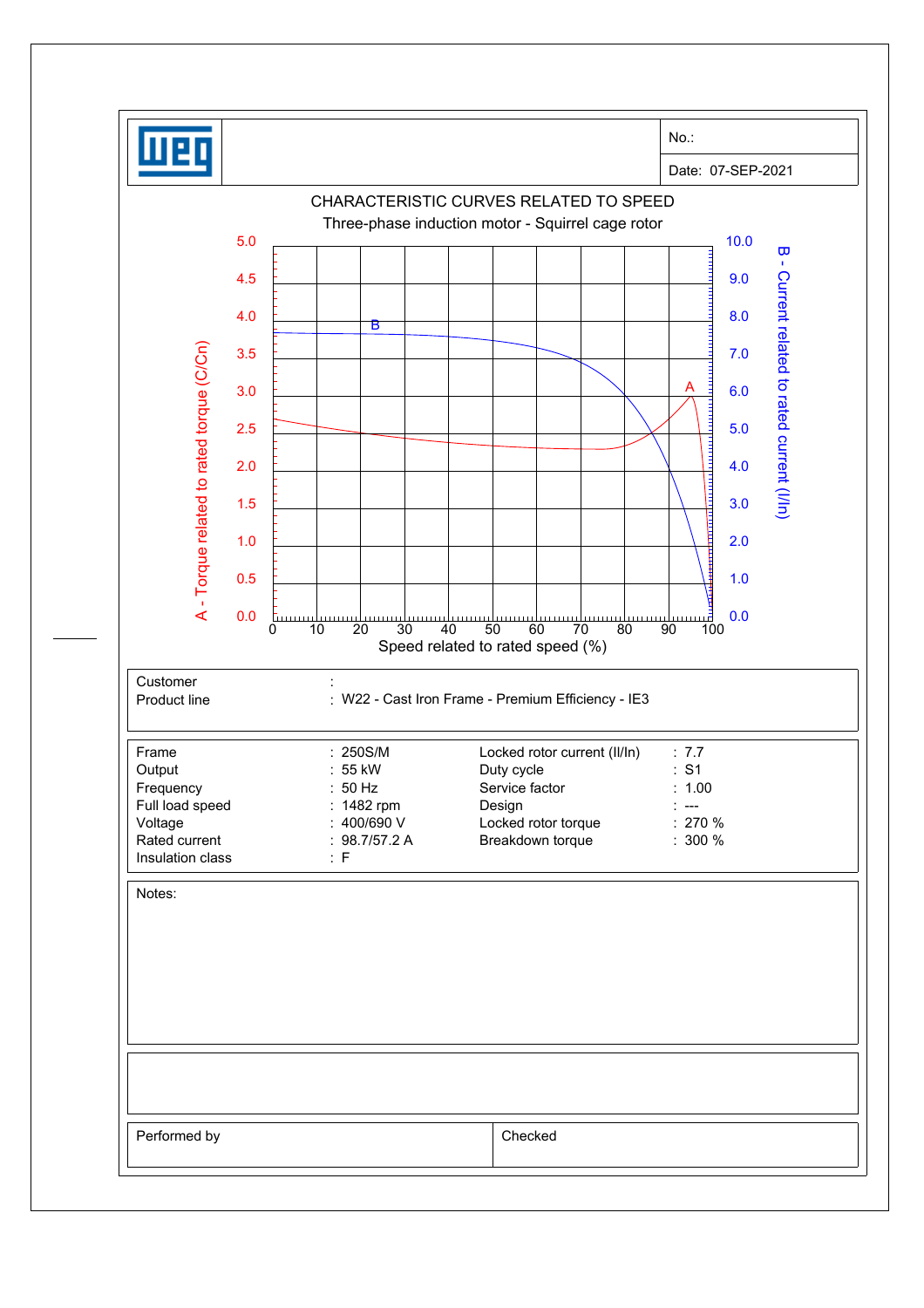No.:

Date: 07-SEP-2021

## CHARACTERISTIC CURVES RELATED TO SPEED

Three-phase induction motor - Squirrel cage rotor

A - Torque related to rated torque (C/Cn)

B - Current related to rated current (I/In)

Speed related to rated speed (%)

| | | |
|---|---|---|
| Customer | : | |
| Product line | : | W22 - Cast Iron Frame - Premium Efficiency - IE3 |

| | | | |
|---|---|---|---|
| Frame | : 250S/M | Locked rotor current (Il/In) | : 7.7 |
| Output | : 55 kW | Duty cycle | : S1 |
| Frequency | : 50 Hz | Service factor | : 1.00 |
| Full load speed | : 1482 rpm | Design | : --- |
| Voltage | : 400/690 V | Locked rotor torque | : 270 % |
| Rated current | : 98.7/57.2 A | Breakdown torque | : 300 % |
| Insulation class | : F | | |

Notes:

| Performed by | Checked |
|---|---|
| | |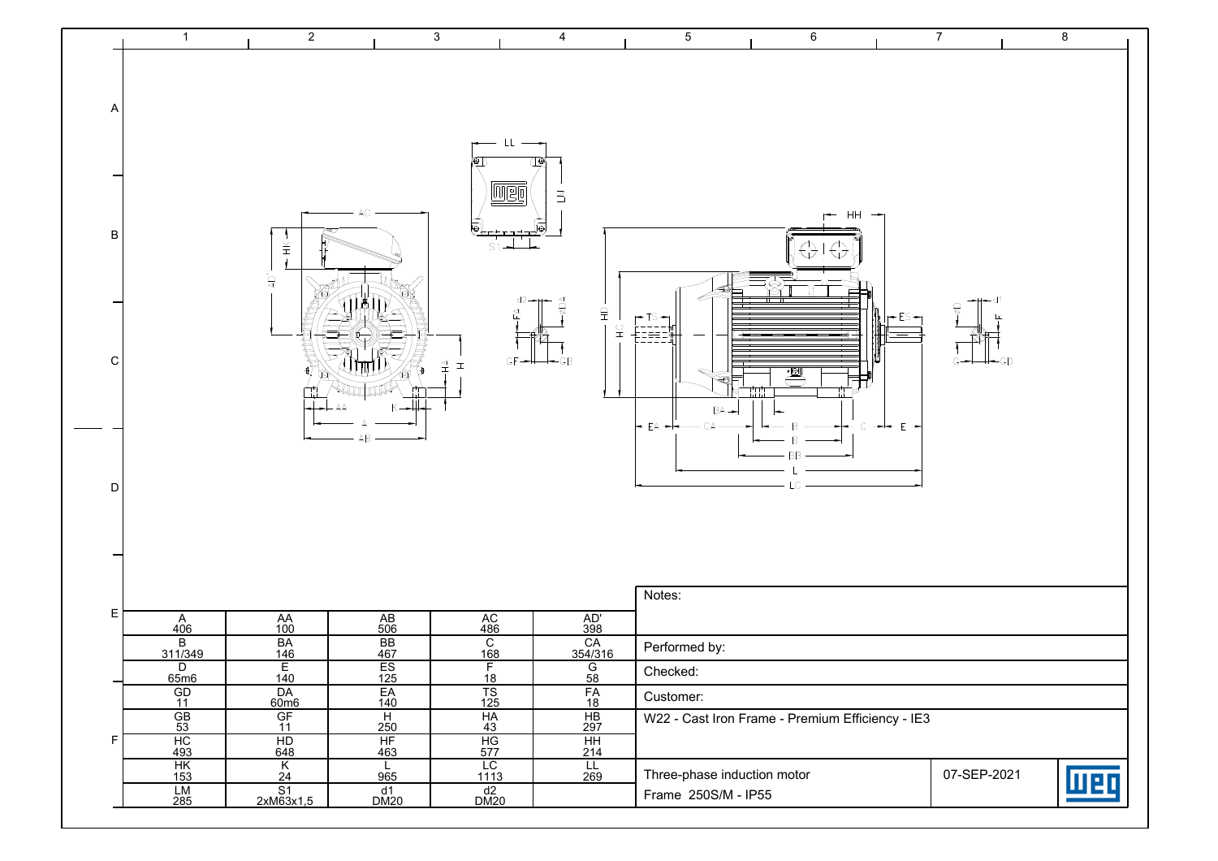| | | | | |
|---|---|---|---|---|
| A<br>406 | AA<br>100 | AB<br>506 | AC<br>486 | AD'<br>398 |
| B<br>311/349 | BA<br>146 | BB<br>467 | C<br>168 | CA<br>354/316 |
| D<br>65m6 | E<br>140 | ES<br>125 | F<br>18 | G<br>58 |
| GD<br>11 | DA<br>60m6 | EA<br>140 | TS<br>125 | FA<br>18 |
| GB<br>53 | GF<br>11 | H<br>250 | HA<br>43 | HB<br>297 |
| HC<br>493 | HD<br>648 | HF<br>463 | HG<br>577 | HH<br>214 |
| HK<br>153 | K<br>24 | L<br>965 | LC<br>1113 | LL<br>269 |
| LM<br>285 | S1<br>2xM63x1,5 | d1<br>DM20 | d2<br>DM20 | |

Notes:

Performed by:

Checked:

Customer:

W22 - Cast Iron Frame - Premium Efficiency - IE3

Three-phase induction motor

Frame 250S/M - IP55

07-SEP-2021

WEG